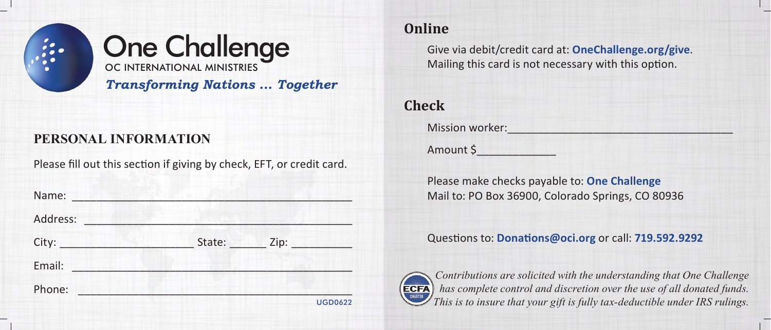# One Challenge

OC INTERNATIONAL MINISTRIES

***Transforming Nations ... Together***

## PERSONAL INFORMATION

Please fill out this section if giving by check, EFT, or credit card.

Name: ______________________________________________

Address: ____________________________________________

City: ______________________ State: ______ Zip: __________

Email: ______________________________________________

Phone: ______________________________________________

UGD0622

## Online

Give via debit/credit card at: **OneChallenge.org/give**.
Mailing this card is not necessary with this option.

## Check

Mission worker:____________________________________

Amount $_____________

Please make checks payable to: **One Challenge**
Mail to: PO Box 36900, Colorado Springs, CO 80936

Questions to: **Donations@oci.org** or call: **719.592.9292**

*Contributions are solicited with the understanding that One Challenge has complete control and discretion over the use of all donated funds. This is to insure that your gift is fully tax-deductible under IRS rulings.*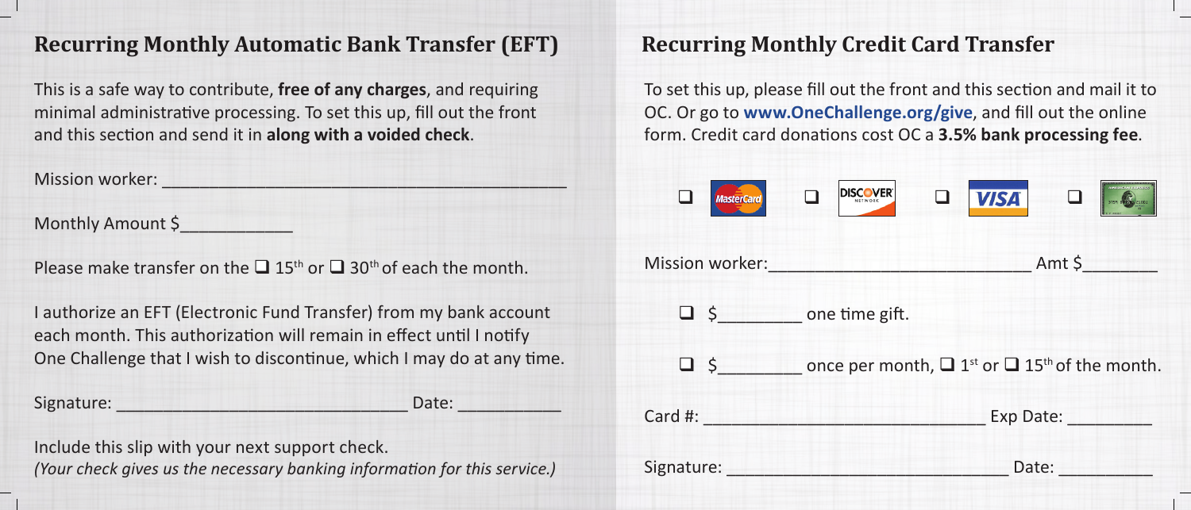## Recurring Monthly Automatic Bank Transfer (EFT)

This is a safe way to contribute, **free of any charges**, and requiring minimal administrative processing. To set this up, fill out the front and this section and send it in **along with a voided check**.

Mission worker: ___________________________________________

Monthly Amount $____________

Please make transfer on the ❑ 15th or ❑ 30th of each the month.

I authorize an EFT (Electronic Fund Transfer) from my bank account each month. This authorization will remain in effect until I notify One Challenge that I wish to discontinue, which I may do at any time.

Signature: ______________________________ Date: ___________

Include this slip with your next support check.
*(Your check gives us the necessary banking information for this service.)*

## Recurring Monthly Credit Card Transfer

To set this up, please fill out the front and this section and mail it to OC. Or go to **www.OneChallenge.org/give**, and fill out the online form. Credit card donations cost OC a **3.5% bank processing fee**.

❑ MasterCard ❑ Discover ❑ VISA ❑ American Express

Mission worker:___________________________ Amt $________

❑ $_________ one time gift.

❑ $_________ once per month, ❑ 1st or ❑ 15th of the month.

Card #: ______________________________ Exp Date: _________

Signature: ______________________________ Date: __________